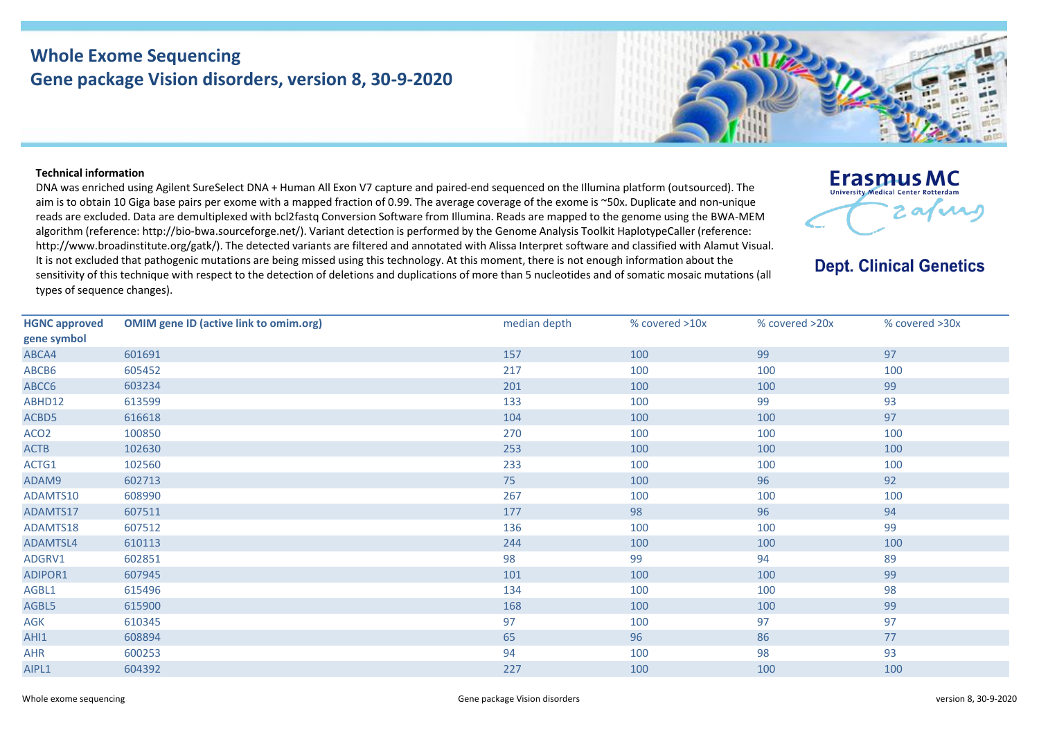# Whole Exome Sequencing
## Gene package Vision disorders, version 8, 30-9-2020

**Erasmus MC**
University Medical Center Rotterdam

**Dept. Clinical Genetics**

**Technical information**

DNA was enriched using Agilent SureSelect DNA + Human All Exon V7 capture and paired-end sequenced on the Illumina platform (outsourced). The aim is to obtain 10 Giga base pairs per exome with a mapped fraction of 0.99. The average coverage of the exome is ~50x. Duplicate and non-unique reads are excluded. Data are demultiplexed with bcl2fastq Conversion Software from Illumina. Reads are mapped to the genome using the BWA-MEM algorithm (reference: http://bio-bwa.sourceforge.net/). Variant detection is performed by the Genome Analysis Toolkit HaplotypeCaller (reference: http://www.broadinstitute.org/gatk/). The detected variants are filtered and annotated with Alissa Interpret software and classified with Alamut Visual. It is not excluded that pathogenic mutations are being missed using this technology. At this moment, there is not enough information about the sensitivity of this technique with respect to the detection of deletions and duplications of more than 5 nucleotides and of somatic mosaic mutations (all types of sequence changes).

| HGNC approved gene symbol | OMIM gene ID (active link to omim.org) | median depth | % covered >10x | % covered >20x | % covered >30x |
|---|---|---|---|---|---|
| ABCA4 | 601691 | 157 | 100 | 99 | 97 |
| ABCB6 | 605452 | 217 | 100 | 100 | 100 |
| ABCC6 | 603234 | 201 | 100 | 100 | 99 |
| ABHD12 | 613599 | 133 | 100 | 99 | 93 |
| ACBD5 | 616618 | 104 | 100 | 100 | 97 |
| ACO2 | 100850 | 270 | 100 | 100 | 100 |
| ACTB | 102630 | 253 | 100 | 100 | 100 |
| ACTG1 | 102560 | 233 | 100 | 100 | 100 |
| ADAM9 | 602713 | 75 | 100 | 96 | 92 |
| ADAMTS10 | 608990 | 267 | 100 | 100 | 100 |
| ADAMTS17 | 607511 | 177 | 98 | 96 | 94 |
| ADAMTS18 | 607512 | 136 | 100 | 100 | 99 |
| ADAMTSL4 | 610113 | 244 | 100 | 100 | 100 |
| ADGRV1 | 602851 | 98 | 99 | 94 | 89 |
| ADIPOR1 | 607945 | 101 | 100 | 100 | 99 |
| AGBL1 | 615496 | 134 | 100 | 100 | 98 |
| AGBL5 | 615900 | 168 | 100 | 100 | 99 |
| AGK | 610345 | 97 | 100 | 97 | 97 |
| AHI1 | 608894 | 65 | 96 | 86 | 77 |
| AHR | 600253 | 94 | 100 | 98 | 93 |
| AIPL1 | 604392 | 227 | 100 | 100 | 100 |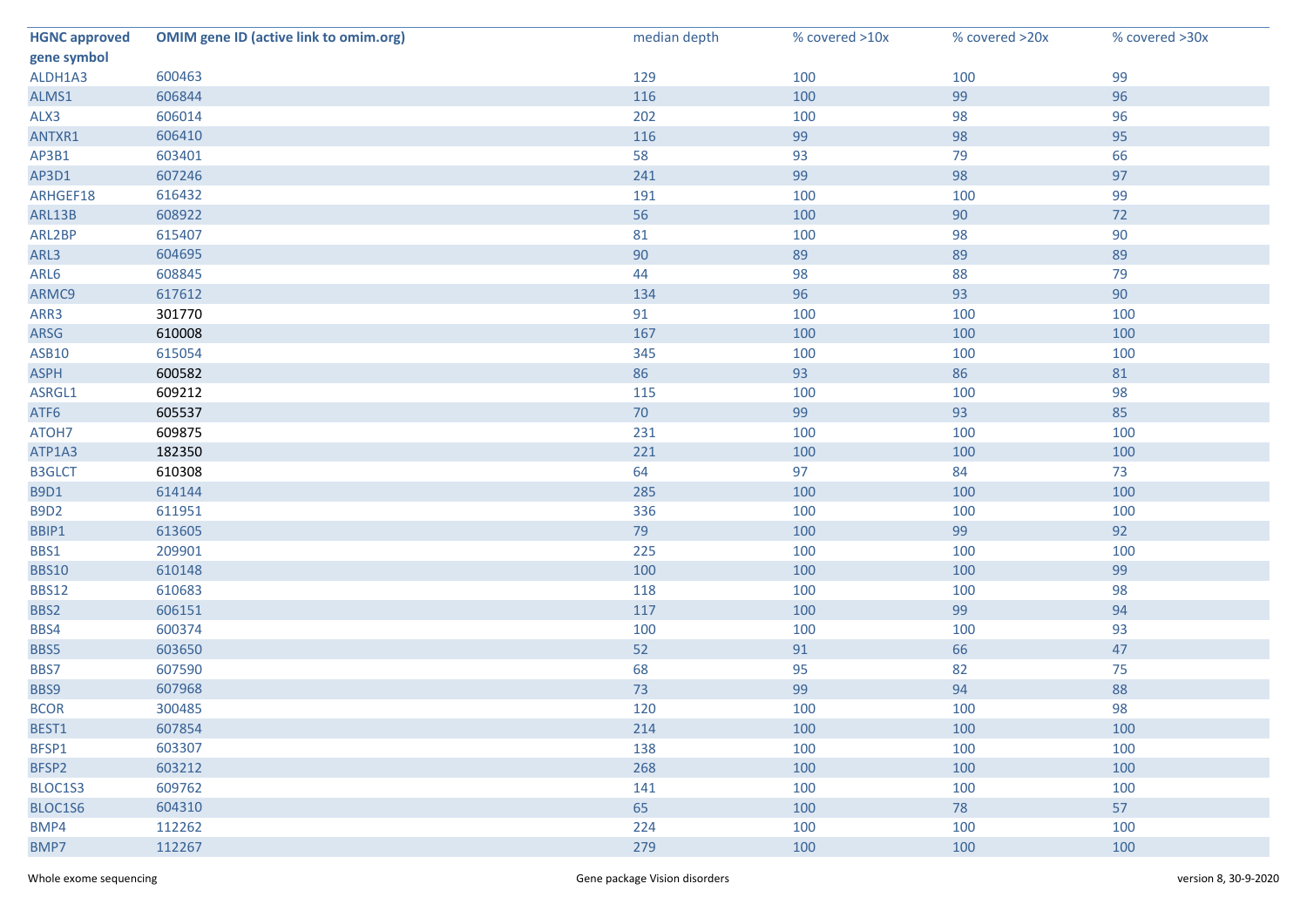| HGNC approved gene symbol | OMIM gene ID (active link to omim.org) | median depth | % covered >10x | % covered >20x | % covered >30x |
|---|---|---|---|---|---|
| ALDH1A3 | 600463 | 129 | 100 | 100 | 99 |
| ALMS1 | 606844 | 116 | 100 | 99 | 96 |
| ALX3 | 606014 | 202 | 100 | 98 | 96 |
| ANTXR1 | 606410 | 116 | 99 | 98 | 95 |
| AP3B1 | 603401 | 58 | 93 | 79 | 66 |
| AP3D1 | 607246 | 241 | 99 | 98 | 97 |
| ARHGEF18 | 616432 | 191 | 100 | 100 | 99 |
| ARL13B | 608922 | 56 | 100 | 90 | 72 |
| ARL2BP | 615407 | 81 | 100 | 98 | 90 |
| ARL3 | 604695 | 90 | 89 | 89 | 89 |
| ARL6 | 608845 | 44 | 98 | 88 | 79 |
| ARMC9 | 617612 | 134 | 96 | 93 | 90 |
| ARR3 | 301770 | 91 | 100 | 100 | 100 |
| ARSG | 610008 | 167 | 100 | 100 | 100 |
| ASB10 | 615054 | 345 | 100 | 100 | 100 |
| ASPH | 600582 | 86 | 93 | 86 | 81 |
| ASRGL1 | 609212 | 115 | 100 | 100 | 98 |
| ATF6 | 605537 | 70 | 99 | 93 | 85 |
| ATOH7 | 609875 | 231 | 100 | 100 | 100 |
| ATP1A3 | 182350 | 221 | 100 | 100 | 100 |
| B3GLCT | 610308 | 64 | 97 | 84 | 73 |
| B9D1 | 614144 | 285 | 100 | 100 | 100 |
| B9D2 | 611951 | 336 | 100 | 100 | 100 |
| BBIP1 | 613605 | 79 | 100 | 99 | 92 |
| BBS1 | 209901 | 225 | 100 | 100 | 100 |
| BBS10 | 610148 | 100 | 100 | 100 | 99 |
| BBS12 | 610683 | 118 | 100 | 100 | 98 |
| BBS2 | 606151 | 117 | 100 | 99 | 94 |
| BBS4 | 600374 | 100 | 100 | 100 | 93 |
| BBS5 | 603650 | 52 | 91 | 66 | 47 |
| BBS7 | 607590 | 68 | 95 | 82 | 75 |
| BBS9 | 607968 | 73 | 99 | 94 | 88 |
| BCOR | 300485 | 120 | 100 | 100 | 98 |
| BEST1 | 607854 | 214 | 100 | 100 | 100 |
| BFSP1 | 603307 | 138 | 100 | 100 | 100 |
| BFSP2 | 603212 | 268 | 100 | 100 | 100 |
| BLOC1S3 | 609762 | 141 | 100 | 100 | 100 |
| BLOC1S6 | 604310 | 65 | 100 | 78 | 57 |
| BMP4 | 112262 | 224 | 100 | 100 | 100 |
| BMP7 | 112267 | 279 | 100 | 100 | 100 |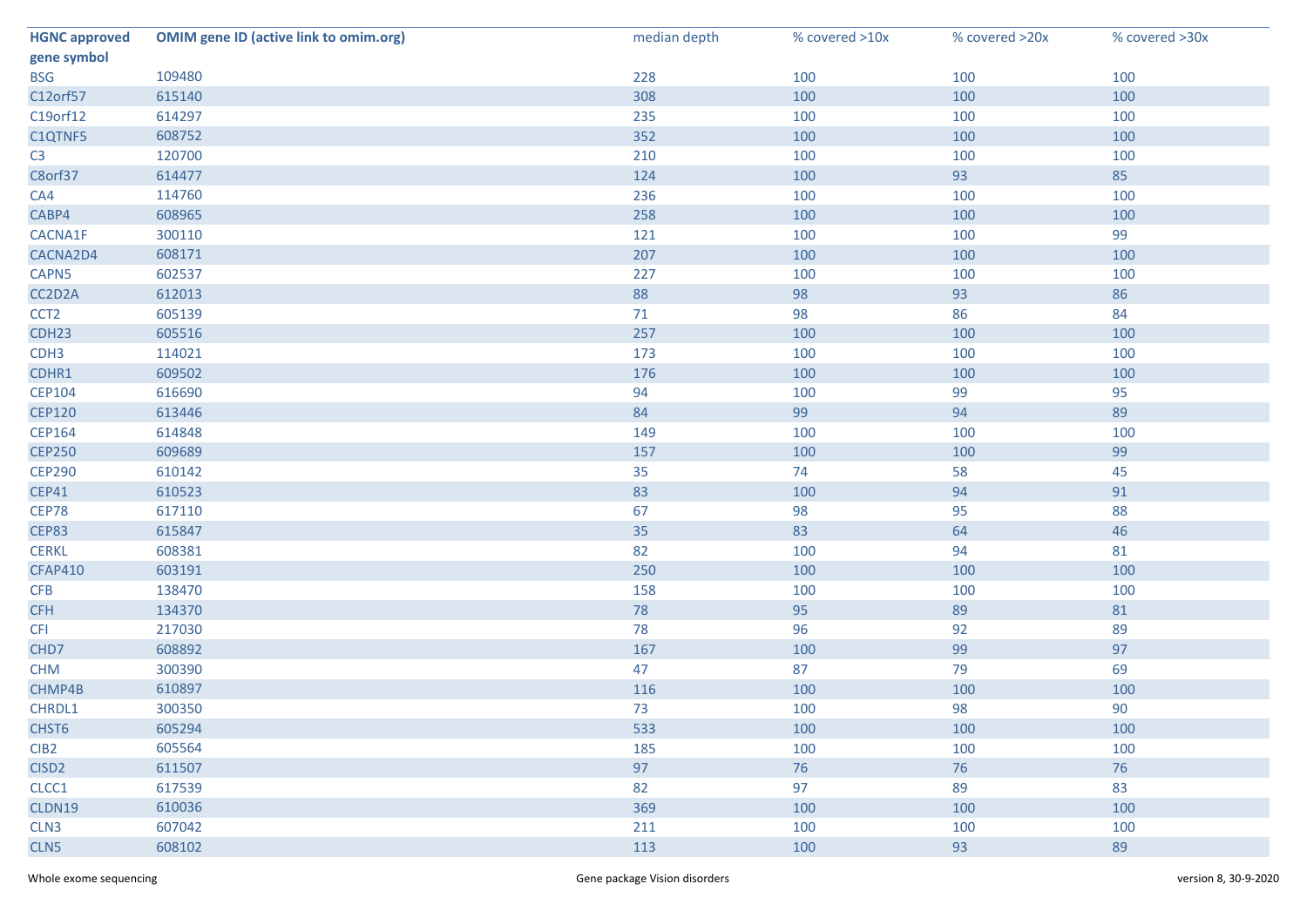| HGNC approved gene symbol | OMIM gene ID (active link to omim.org) | median depth | % covered >10x | % covered >20x | % covered >30x |
|---|---|---|---|---|---|
| BSG | 109480 | 228 | 100 | 100 | 100 |
| C12orf57 | 615140 | 308 | 100 | 100 | 100 |
| C19orf12 | 614297 | 235 | 100 | 100 | 100 |
| C1QTNF5 | 608752 | 352 | 100 | 100 | 100 |
| C3 | 120700 | 210 | 100 | 100 | 100 |
| C8orf37 | 614477 | 124 | 100 | 93 | 85 |
| CA4 | 114760 | 236 | 100 | 100 | 100 |
| CABP4 | 608965 | 258 | 100 | 100 | 100 |
| CACNA1F | 300110 | 121 | 100 | 100 | 99 |
| CACNA2D4 | 608171 | 207 | 100 | 100 | 100 |
| CAPN5 | 602537 | 227 | 100 | 100 | 100 |
| CC2D2A | 612013 | 88 | 98 | 93 | 86 |
| CCT2 | 605139 | 71 | 98 | 86 | 84 |
| CDH23 | 605516 | 257 | 100 | 100 | 100 |
| CDH3 | 114021 | 173 | 100 | 100 | 100 |
| CDHR1 | 609502 | 176 | 100 | 100 | 100 |
| CEP104 | 616690 | 94 | 100 | 99 | 95 |
| CEP120 | 613446 | 84 | 99 | 94 | 89 |
| CEP164 | 614848 | 149 | 100 | 100 | 100 |
| CEP250 | 609689 | 157 | 100 | 100 | 99 |
| CEP290 | 610142 | 35 | 74 | 58 | 45 |
| CEP41 | 610523 | 83 | 100 | 94 | 91 |
| CEP78 | 617110 | 67 | 98 | 95 | 88 |
| CEP83 | 615847 | 35 | 83 | 64 | 46 |
| CERKL | 608381 | 82 | 100 | 94 | 81 |
| CFAP410 | 603191 | 250 | 100 | 100 | 100 |
| CFB | 138470 | 158 | 100 | 100 | 100 |
| CFH | 134370 | 78 | 95 | 89 | 81 |
| CFI | 217030 | 78 | 96 | 92 | 89 |
| CHD7 | 608892 | 167 | 100 | 99 | 97 |
| CHM | 300390 | 47 | 87 | 79 | 69 |
| CHMP4B | 610897 | 116 | 100 | 100 | 100 |
| CHRDL1 | 300350 | 73 | 100 | 98 | 90 |
| CHST6 | 605294 | 533 | 100 | 100 | 100 |
| CIB2 | 605564 | 185 | 100 | 100 | 100 |
| CISD2 | 611507 | 97 | 76 | 76 | 76 |
| CLCC1 | 617539 | 82 | 97 | 89 | 83 |
| CLDN19 | 610036 | 369 | 100 | 100 | 100 |
| CLN3 | 607042 | 211 | 100 | 100 | 100 |
| CLN5 | 608102 | 113 | 100 | 93 | 89 |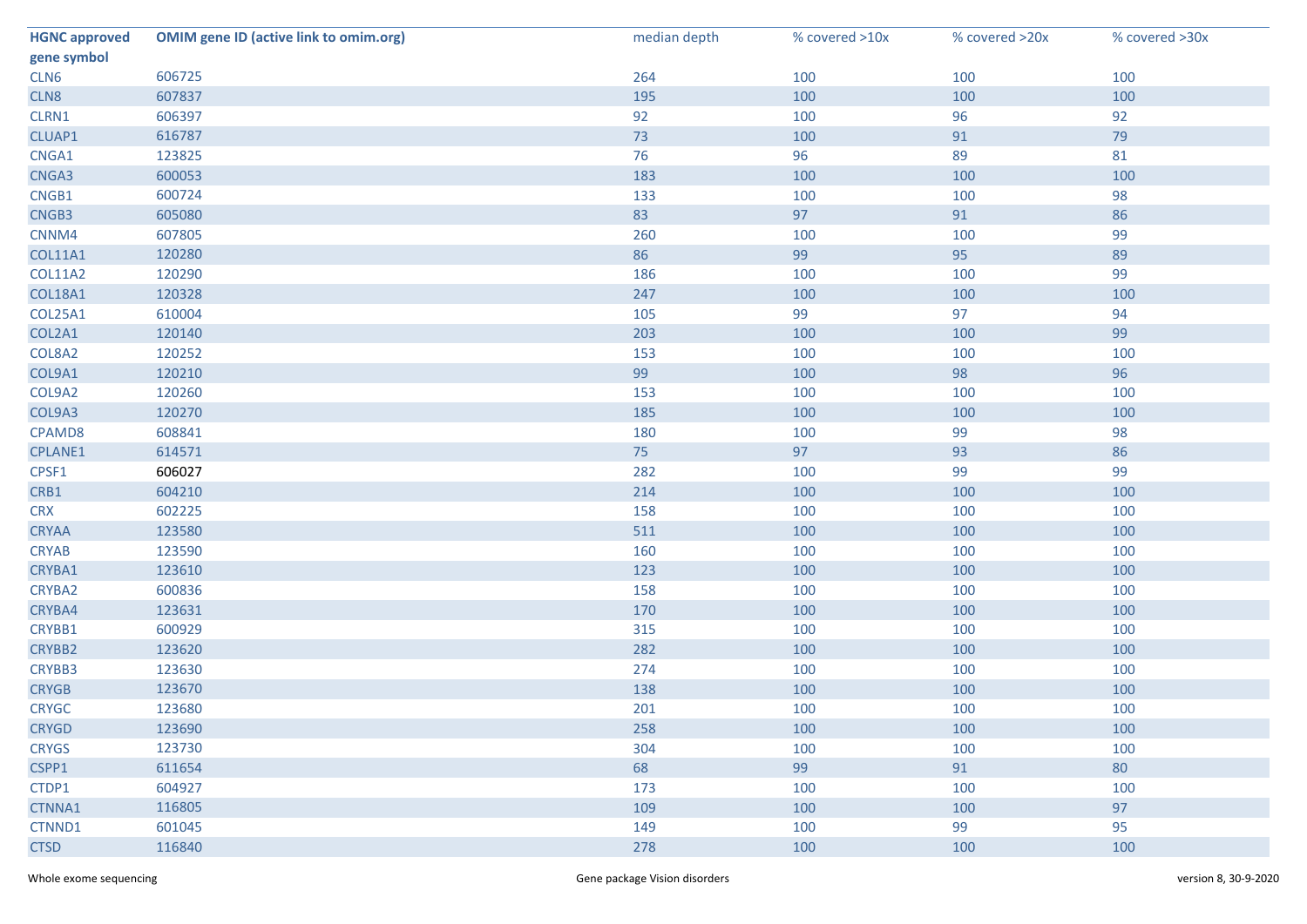| HGNC approved gene symbol | OMIM gene ID (active link to omim.org) | median depth | % covered >10x | % covered >20x | % covered >30x |
|---|---|---|---|---|---|
| CLN6 | 606725 | 264 | 100 | 100 | 100 |
| CLN8 | 607837 | 195 | 100 | 100 | 100 |
| CLRN1 | 606397 | 92 | 100 | 96 | 92 |
| CLUAP1 | 616787 | 73 | 100 | 91 | 79 |
| CNGA1 | 123825 | 76 | 96 | 89 | 81 |
| CNGA3 | 600053 | 183 | 100 | 100 | 100 |
| CNGB1 | 600724 | 133 | 100 | 100 | 98 |
| CNGB3 | 605080 | 83 | 97 | 91 | 86 |
| CNNM4 | 607805 | 260 | 100 | 100 | 99 |
| COL11A1 | 120280 | 86 | 99 | 95 | 89 |
| COL11A2 | 120290 | 186 | 100 | 100 | 99 |
| COL18A1 | 120328 | 247 | 100 | 100 | 100 |
| COL25A1 | 610004 | 105 | 99 | 97 | 94 |
| COL2A1 | 120140 | 203 | 100 | 100 | 99 |
| COL8A2 | 120252 | 153 | 100 | 100 | 100 |
| COL9A1 | 120210 | 99 | 100 | 98 | 96 |
| COL9A2 | 120260 | 153 | 100 | 100 | 100 |
| COL9A3 | 120270 | 185 | 100 | 100 | 100 |
| CPAMD8 | 608841 | 180 | 100 | 99 | 98 |
| CPLANE1 | 614571 | 75 | 97 | 93 | 86 |
| CPSF1 | 606027 | 282 | 100 | 99 | 99 |
| CRB1 | 604210 | 214 | 100 | 100 | 100 |
| CRX | 602225 | 158 | 100 | 100 | 100 |
| CRYAA | 123580 | 511 | 100 | 100 | 100 |
| CRYAB | 123590 | 160 | 100 | 100 | 100 |
| CRYBA1 | 123610 | 123 | 100 | 100 | 100 |
| CRYBA2 | 600836 | 158 | 100 | 100 | 100 |
| CRYBA4 | 123631 | 170 | 100 | 100 | 100 |
| CRYBB1 | 600929 | 315 | 100 | 100 | 100 |
| CRYBB2 | 123620 | 282 | 100 | 100 | 100 |
| CRYBB3 | 123630 | 274 | 100 | 100 | 100 |
| CRYGB | 123670 | 138 | 100 | 100 | 100 |
| CRYGC | 123680 | 201 | 100 | 100 | 100 |
| CRYGD | 123690 | 258 | 100 | 100 | 100 |
| CRYGS | 123730 | 304 | 100 | 100 | 100 |
| CSPP1 | 611654 | 68 | 99 | 91 | 80 |
| CTDP1 | 604927 | 173 | 100 | 100 | 100 |
| CTNNA1 | 116805 | 109 | 100 | 100 | 97 |
| CTNND1 | 601045 | 149 | 100 | 99 | 95 |
| CTSD | 116840 | 278 | 100 | 100 | 100 |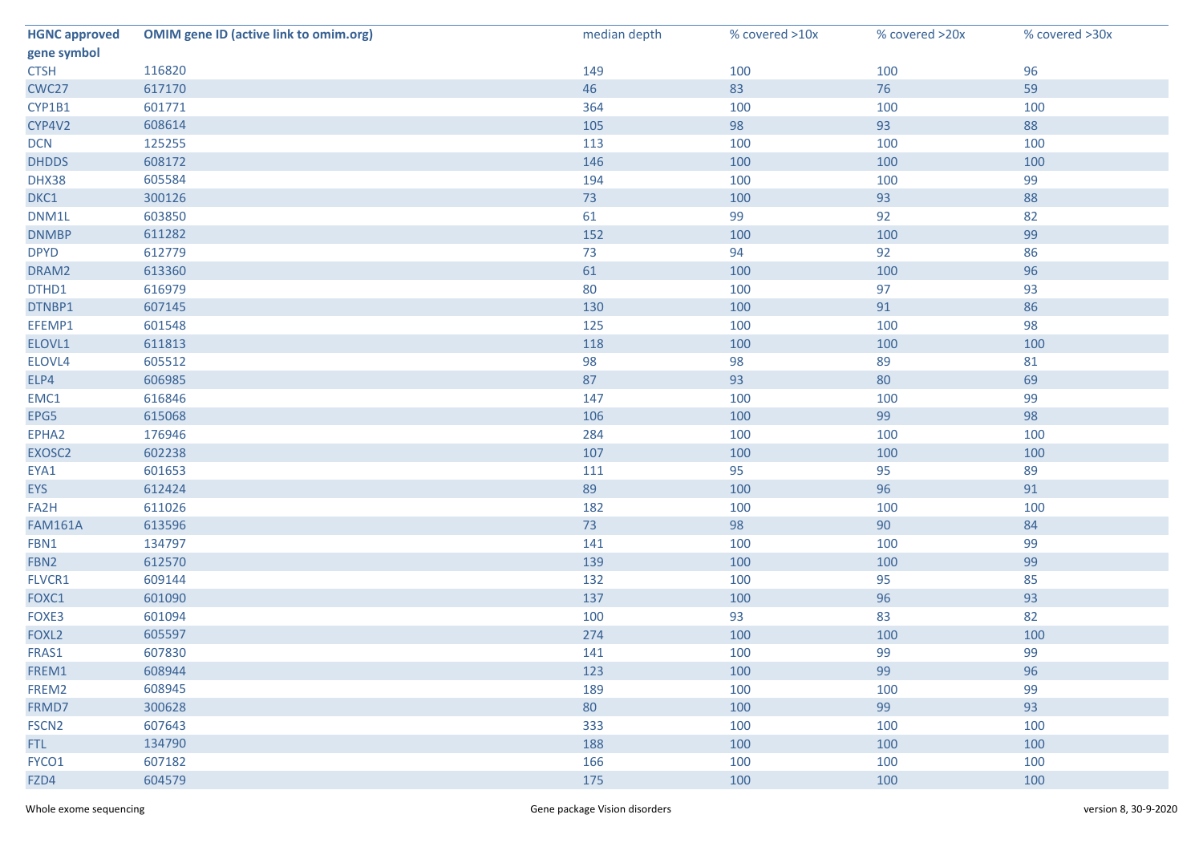| HGNC approved gene symbol | OMIM gene ID (active link to omim.org) | median depth | % covered >10x | % covered >20x | % covered >30x |
|---|---|---|---|---|---|
| CTSH | 116820 | 149 | 100 | 100 | 96 |
| CWC27 | 617170 | 46 | 83 | 76 | 59 |
| CYP1B1 | 601771 | 364 | 100 | 100 | 100 |
| CYP4V2 | 608614 | 105 | 98 | 93 | 88 |
| DCN | 125255 | 113 | 100 | 100 | 100 |
| DHDDS | 608172 | 146 | 100 | 100 | 100 |
| DHX38 | 605584 | 194 | 100 | 100 | 99 |
| DKC1 | 300126 | 73 | 100 | 93 | 88 |
| DNM1L | 603850 | 61 | 99 | 92 | 82 |
| DNMBP | 611282 | 152 | 100 | 100 | 99 |
| DPYD | 612779 | 73 | 94 | 92 | 86 |
| DRAM2 | 613360 | 61 | 100 | 100 | 96 |
| DTHD1 | 616979 | 80 | 100 | 97 | 93 |
| DTNBP1 | 607145 | 130 | 100 | 91 | 86 |
| EFEMP1 | 601548 | 125 | 100 | 100 | 98 |
| ELOVL1 | 611813 | 118 | 100 | 100 | 100 |
| ELOVL4 | 605512 | 98 | 98 | 89 | 81 |
| ELP4 | 606985 | 87 | 93 | 80 | 69 |
| EMC1 | 616846 | 147 | 100 | 100 | 99 |
| EPG5 | 615068 | 106 | 100 | 99 | 98 |
| EPHA2 | 176946 | 284 | 100 | 100 | 100 |
| EXOSC2 | 602238 | 107 | 100 | 100 | 100 |
| EYA1 | 601653 | 111 | 95 | 95 | 89 |
| EYS | 612424 | 89 | 100 | 96 | 91 |
| FA2H | 611026 | 182 | 100 | 100 | 100 |
| FAM161A | 613596 | 73 | 98 | 90 | 84 |
| FBN1 | 134797 | 141 | 100 | 100 | 99 |
| FBN2 | 612570 | 139 | 100 | 100 | 99 |
| FLVCR1 | 609144 | 132 | 100 | 95 | 85 |
| FOXC1 | 601090 | 137 | 100 | 96 | 93 |
| FOXE3 | 601094 | 100 | 93 | 83 | 82 |
| FOXL2 | 605597 | 274 | 100 | 100 | 100 |
| FRAS1 | 607830 | 141 | 100 | 99 | 99 |
| FREM1 | 608944 | 123 | 100 | 99 | 96 |
| FREM2 | 608945 | 189 | 100 | 100 | 99 |
| FRMD7 | 300628 | 80 | 100 | 99 | 93 |
| FSCN2 | 607643 | 333 | 100 | 100 | 100 |
| FTL | 134790 | 188 | 100 | 100 | 100 |
| FYCO1 | 607182 | 166 | 100 | 100 | 100 |
| FZD4 | 604579 | 175 | 100 | 100 | 100 |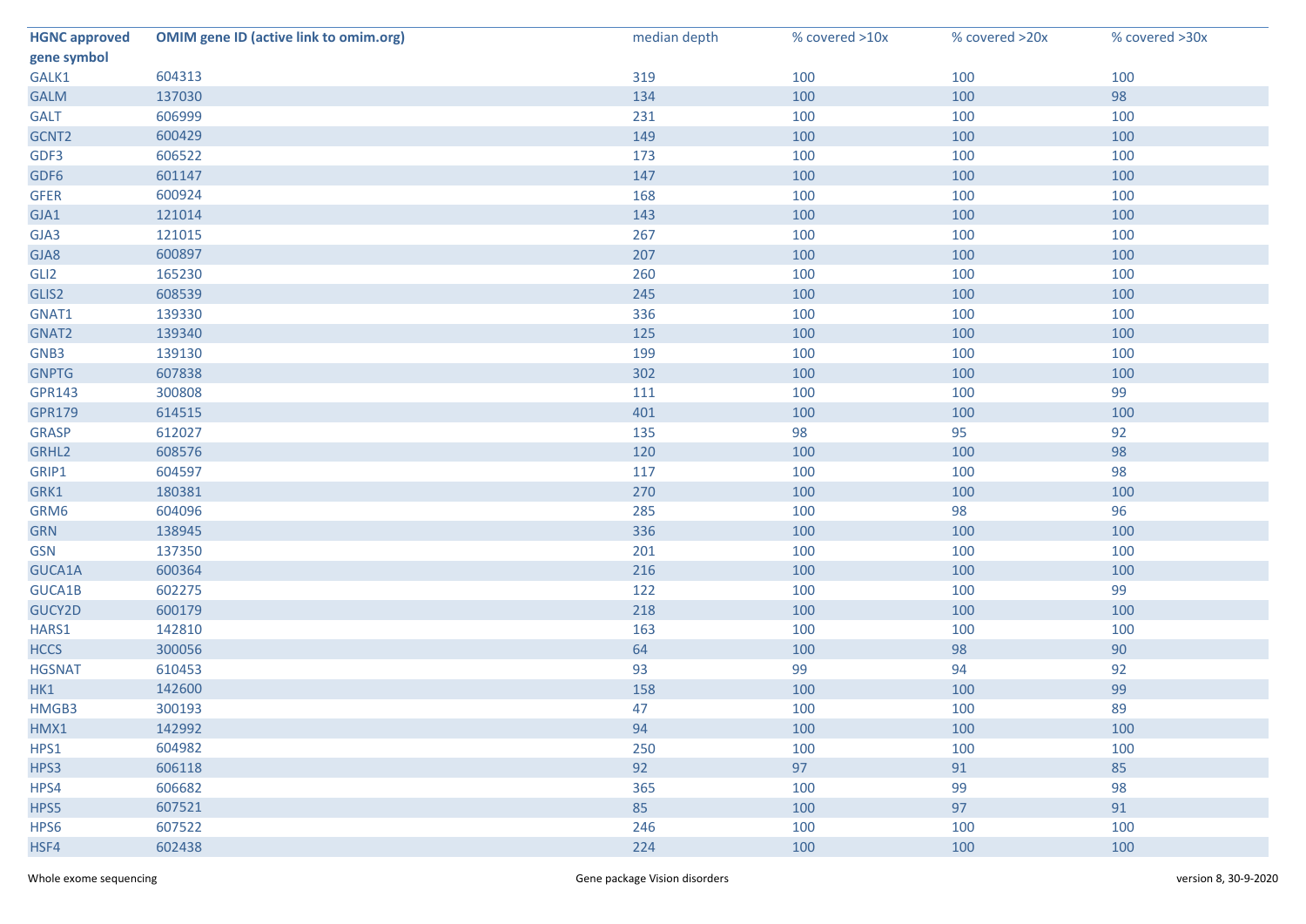| HGNC approved gene symbol | OMIM gene ID (active link to omim.org) | median depth | % covered >10x | % covered >20x | % covered >30x |
|---|---|---|---|---|---|
| GALK1 | 604313 | 319 | 100 | 100 | 100 |
| GALM | 137030 | 134 | 100 | 100 | 98 |
| GALT | 606999 | 231 | 100 | 100 | 100 |
| GCNT2 | 600429 | 149 | 100 | 100 | 100 |
| GDF3 | 606522 | 173 | 100 | 100 | 100 |
| GDF6 | 601147 | 147 | 100 | 100 | 100 |
| GFER | 600924 | 168 | 100 | 100 | 100 |
| GJA1 | 121014 | 143 | 100 | 100 | 100 |
| GJA3 | 121015 | 267 | 100 | 100 | 100 |
| GJA8 | 600897 | 207 | 100 | 100 | 100 |
| GLI2 | 165230 | 260 | 100 | 100 | 100 |
| GLIS2 | 608539 | 245 | 100 | 100 | 100 |
| GNAT1 | 139330 | 336 | 100 | 100 | 100 |
| GNAT2 | 139340 | 125 | 100 | 100 | 100 |
| GNB3 | 139130 | 199 | 100 | 100 | 100 |
| GNPTG | 607838 | 302 | 100 | 100 | 100 |
| GPR143 | 300808 | 111 | 100 | 100 | 99 |
| GPR179 | 614515 | 401 | 100 | 100 | 100 |
| GRASP | 612027 | 135 | 98 | 95 | 92 |
| GRHL2 | 608576 | 120 | 100 | 100 | 98 |
| GRIP1 | 604597 | 117 | 100 | 100 | 98 |
| GRK1 | 180381 | 270 | 100 | 100 | 100 |
| GRM6 | 604096 | 285 | 100 | 98 | 96 |
| GRN | 138945 | 336 | 100 | 100 | 100 |
| GSN | 137350 | 201 | 100 | 100 | 100 |
| GUCA1A | 600364 | 216 | 100 | 100 | 100 |
| GUCA1B | 602275 | 122 | 100 | 100 | 99 |
| GUCY2D | 600179 | 218 | 100 | 100 | 100 |
| HARS1 | 142810 | 163 | 100 | 100 | 100 |
| HCCS | 300056 | 64 | 100 | 98 | 90 |
| HGSNAT | 610453 | 93 | 99 | 94 | 92 |
| HK1 | 142600 | 158 | 100 | 100 | 99 |
| HMGB3 | 300193 | 47 | 100 | 100 | 89 |
| HMX1 | 142992 | 94 | 100 | 100 | 100 |
| HPS1 | 604982 | 250 | 100 | 100 | 100 |
| HPS3 | 606118 | 92 | 97 | 91 | 85 |
| HPS4 | 606682 | 365 | 100 | 99 | 98 |
| HPS5 | 607521 | 85 | 100 | 97 | 91 |
| HPS6 | 607522 | 246 | 100 | 100 | 100 |
| HSF4 | 602438 | 224 | 100 | 100 | 100 |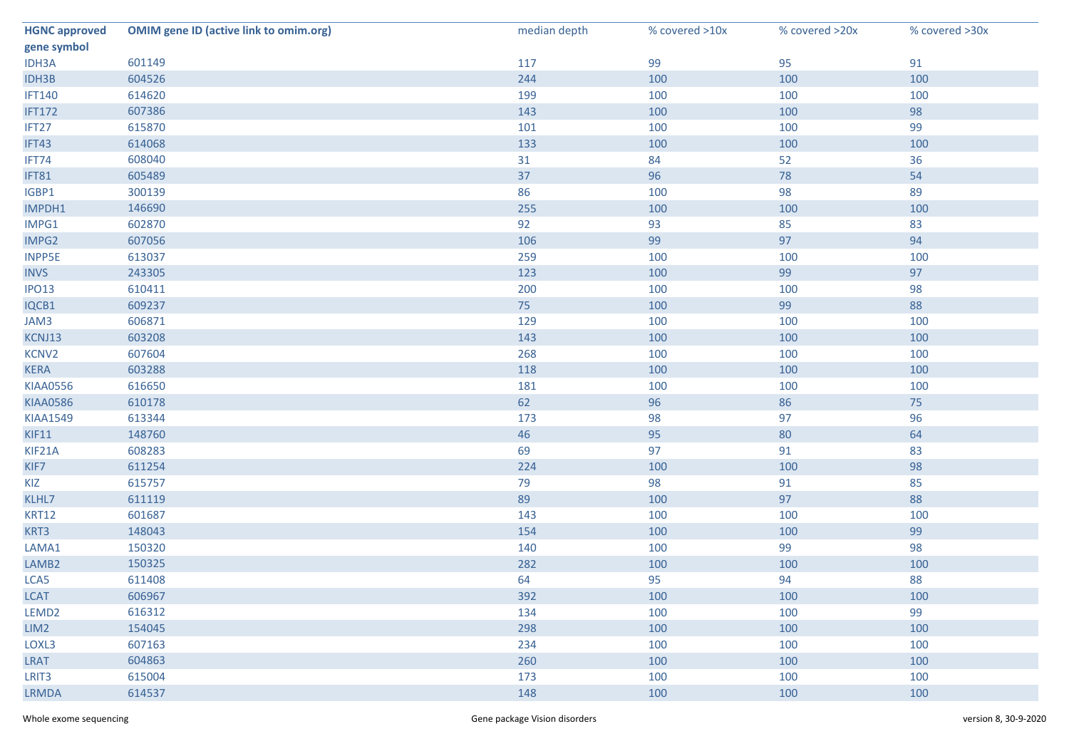| HGNC approved gene symbol | OMIM gene ID (active link to omim.org) | median depth | % covered >10x | % covered >20x | % covered >30x |
|---|---|---|---|---|---|
| IDH3A | 601149 | 117 | 99 | 95 | 91 |
| IDH3B | 604526 | 244 | 100 | 100 | 100 |
| IFT140 | 614620 | 199 | 100 | 100 | 100 |
| IFT172 | 607386 | 143 | 100 | 100 | 98 |
| IFT27 | 615870 | 101 | 100 | 100 | 99 |
| IFT43 | 614068 | 133 | 100 | 100 | 100 |
| IFT74 | 608040 | 31 | 84 | 52 | 36 |
| IFT81 | 605489 | 37 | 96 | 78 | 54 |
| IGBP1 | 300139 | 86 | 100 | 98 | 89 |
| IMPDH1 | 146690 | 255 | 100 | 100 | 100 |
| IMPG1 | 602870 | 92 | 93 | 85 | 83 |
| IMPG2 | 607056 | 106 | 99 | 97 | 94 |
| INPP5E | 613037 | 259 | 100 | 100 | 100 |
| INVS | 243305 | 123 | 100 | 99 | 97 |
| IPO13 | 610411 | 200 | 100 | 100 | 98 |
| IQCB1 | 609237 | 75 | 100 | 99 | 88 |
| JAM3 | 606871 | 129 | 100 | 100 | 100 |
| KCNJ13 | 603208 | 143 | 100 | 100 | 100 |
| KCNV2 | 607604 | 268 | 100 | 100 | 100 |
| KERA | 603288 | 118 | 100 | 100 | 100 |
| KIAA0556 | 616650 | 181 | 100 | 100 | 100 |
| KIAA0586 | 610178 | 62 | 96 | 86 | 75 |
| KIAA1549 | 613344 | 173 | 98 | 97 | 96 |
| KIF11 | 148760 | 46 | 95 | 80 | 64 |
| KIF21A | 608283 | 69 | 97 | 91 | 83 |
| KIF7 | 611254 | 224 | 100 | 100 | 98 |
| KIZ | 615757 | 79 | 98 | 91 | 85 |
| KLHL7 | 611119 | 89 | 100 | 97 | 88 |
| KRT12 | 601687 | 143 | 100 | 100 | 100 |
| KRT3 | 148043 | 154 | 100 | 100 | 99 |
| LAMA1 | 150320 | 140 | 100 | 99 | 98 |
| LAMB2 | 150325 | 282 | 100 | 100 | 100 |
| LCA5 | 611408 | 64 | 95 | 94 | 88 |
| LCAT | 606967 | 392 | 100 | 100 | 100 |
| LEMD2 | 616312 | 134 | 100 | 100 | 99 |
| LIM2 | 154045 | 298 | 100 | 100 | 100 |
| LOXL3 | 607163 | 234 | 100 | 100 | 100 |
| LRAT | 604863 | 260 | 100 | 100 | 100 |
| LRIT3 | 615004 | 173 | 100 | 100 | 100 |
| LRMDA | 614537 | 148 | 100 | 100 | 100 |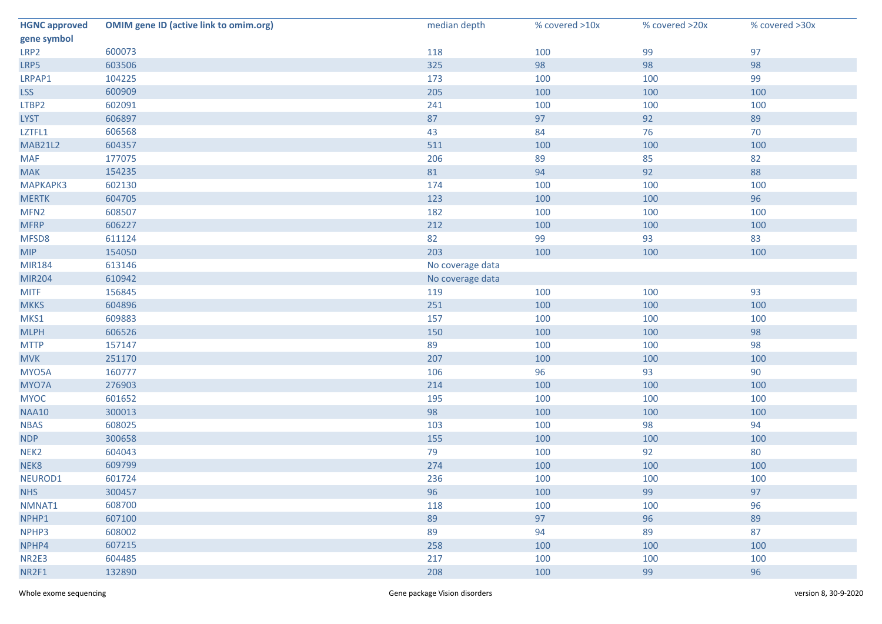| HGNC approved gene symbol | OMIM gene ID (active link to omim.org) | median depth | % covered >10x | % covered >20x | % covered >30x |
|---|---|---|---|---|---|
| LRP2 | 600073 | 118 | 100 | 99 | 97 |
| LRP5 | 603506 | 325 | 98 | 98 | 98 |
| LRPAP1 | 104225 | 173 | 100 | 100 | 99 |
| LSS | 600909 | 205 | 100 | 100 | 100 |
| LTBP2 | 602091 | 241 | 100 | 100 | 100 |
| LYST | 606897 | 87 | 97 | 92 | 89 |
| LZTFL1 | 606568 | 43 | 84 | 76 | 70 |
| MAB21L2 | 604357 | 511 | 100 | 100 | 100 |
| MAF | 177075 | 206 | 89 | 85 | 82 |
| MAK | 154235 | 81 | 94 | 92 | 88 |
| MAPKAPK3 | 602130 | 174 | 100 | 100 | 100 |
| MERTK | 604705 | 123 | 100 | 100 | 96 |
| MFN2 | 608507 | 182 | 100 | 100 | 100 |
| MFRP | 606227 | 212 | 100 | 100 | 100 |
| MFSD8 | 611124 | 82 | 99 | 93 | 83 |
| MIP | 154050 | 203 | 100 | 100 | 100 |
| MIR184 | 613146 | No coverage data | | | |
| MIR204 | 610942 | No coverage data | | | |
| MITF | 156845 | 119 | 100 | 100 | 93 |
| MKKS | 604896 | 251 | 100 | 100 | 100 |
| MKS1 | 609883 | 157 | 100 | 100 | 100 |
| MLPH | 606526 | 150 | 100 | 100 | 98 |
| MTTP | 157147 | 89 | 100 | 100 | 98 |
| MVK | 251170 | 207 | 100 | 100 | 100 |
| MYO5A | 160777 | 106 | 96 | 93 | 90 |
| MYO7A | 276903 | 214 | 100 | 100 | 100 |
| MYOC | 601652 | 195 | 100 | 100 | 100 |
| NAA10 | 300013 | 98 | 100 | 100 | 100 |
| NBAS | 608025 | 103 | 100 | 98 | 94 |
| NDP | 300658 | 155 | 100 | 100 | 100 |
| NEK2 | 604043 | 79 | 100 | 92 | 80 |
| NEK8 | 609799 | 274 | 100 | 100 | 100 |
| NEUROD1 | 601724 | 236 | 100 | 100 | 100 |
| NHS | 300457 | 96 | 100 | 99 | 97 |
| NMNAT1 | 608700 | 118 | 100 | 100 | 96 |
| NPHP1 | 607100 | 89 | 97 | 96 | 89 |
| NPHP3 | 608002 | 89 | 94 | 89 | 87 |
| NPHP4 | 607215 | 258 | 100 | 100 | 100 |
| NR2E3 | 604485 | 217 | 100 | 100 | 100 |
| NR2F1 | 132890 | 208 | 100 | 99 | 96 |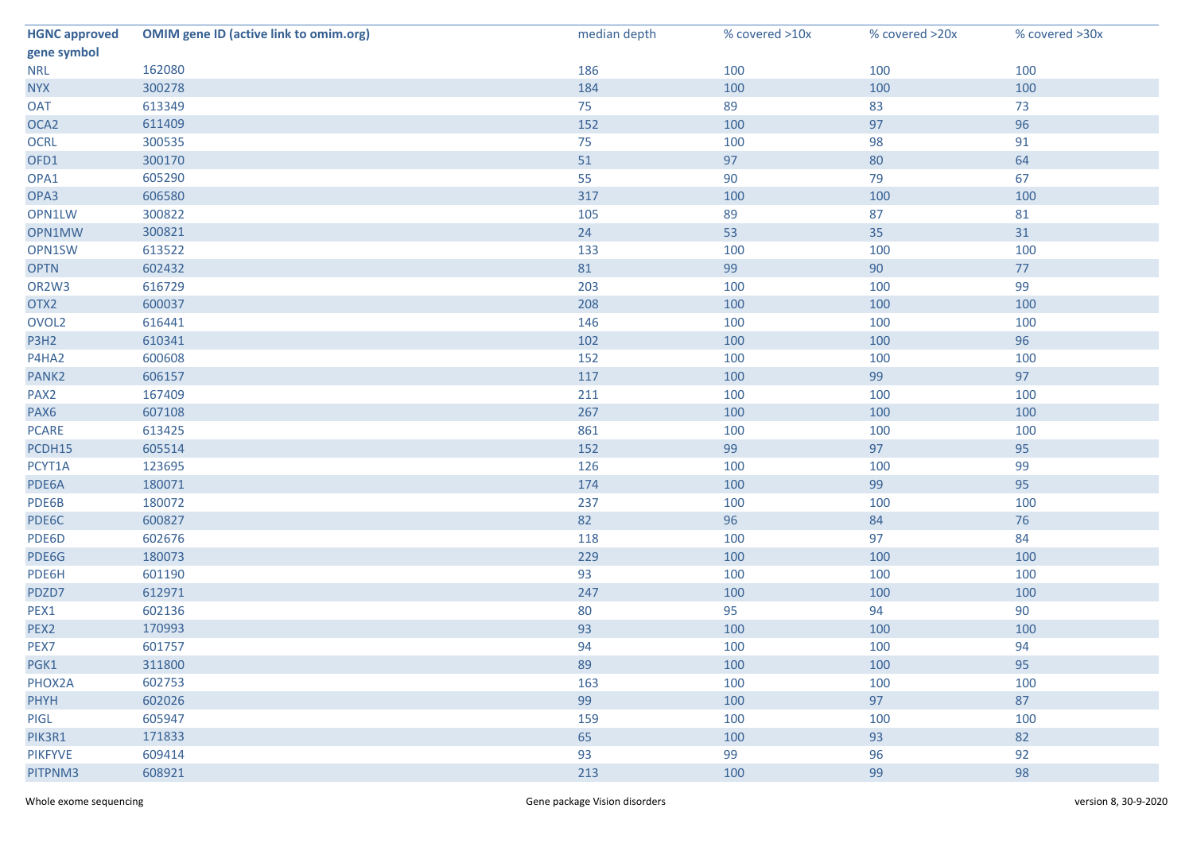| HGNC approved gene symbol | OMIM gene ID (active link to omim.org) | median depth | % covered >10x | % covered >20x | % covered >30x |
|---|---|---|---|---|---|
| NRL | 162080 | 186 | 100 | 100 | 100 |
| NYX | 300278 | 184 | 100 | 100 | 100 |
| OAT | 613349 | 75 | 89 | 83 | 73 |
| OCA2 | 611409 | 152 | 100 | 97 | 96 |
| OCRL | 300535 | 75 | 100 | 98 | 91 |
| OFD1 | 300170 | 51 | 97 | 80 | 64 |
| OPA1 | 605290 | 55 | 90 | 79 | 67 |
| OPA3 | 606580 | 317 | 100 | 100 | 100 |
| OPN1LW | 300822 | 105 | 89 | 87 | 81 |
| OPN1MW | 300821 | 24 | 53 | 35 | 31 |
| OPN1SW | 613522 | 133 | 100 | 100 | 100 |
| OPTN | 602432 | 81 | 99 | 90 | 77 |
| OR2W3 | 616729 | 203 | 100 | 100 | 99 |
| OTX2 | 600037 | 208 | 100 | 100 | 100 |
| OVOL2 | 616441 | 146 | 100 | 100 | 100 |
| P3H2 | 610341 | 102 | 100 | 100 | 96 |
| P4HA2 | 600608 | 152 | 100 | 100 | 100 |
| PANK2 | 606157 | 117 | 100 | 99 | 97 |
| PAX2 | 167409 | 211 | 100 | 100 | 100 |
| PAX6 | 607108 | 267 | 100 | 100 | 100 |
| PCARE | 613425 | 861 | 100 | 100 | 100 |
| PCDH15 | 605514 | 152 | 99 | 97 | 95 |
| PCYT1A | 123695 | 126 | 100 | 100 | 99 |
| PDE6A | 180071 | 174 | 100 | 99 | 95 |
| PDE6B | 180072 | 237 | 100 | 100 | 100 |
| PDE6C | 600827 | 82 | 96 | 84 | 76 |
| PDE6D | 602676 | 118 | 100 | 97 | 84 |
| PDE6G | 180073 | 229 | 100 | 100 | 100 |
| PDE6H | 601190 | 93 | 100 | 100 | 100 |
| PDZD7 | 612971 | 247 | 100 | 100 | 100 |
| PEX1 | 602136 | 80 | 95 | 94 | 90 |
| PEX2 | 170993 | 93 | 100 | 100 | 100 |
| PEX7 | 601757 | 94 | 100 | 100 | 94 |
| PGK1 | 311800 | 89 | 100 | 100 | 95 |
| PHOX2A | 602753 | 163 | 100 | 100 | 100 |
| PHYH | 602026 | 99 | 100 | 97 | 87 |
| PIGL | 605947 | 159 | 100 | 100 | 100 |
| PIK3R1 | 171833 | 65 | 100 | 93 | 82 |
| PIKFYVE | 609414 | 93 | 99 | 96 | 92 |
| PITPNM3 | 608921 | 213 | 100 | 99 | 98 |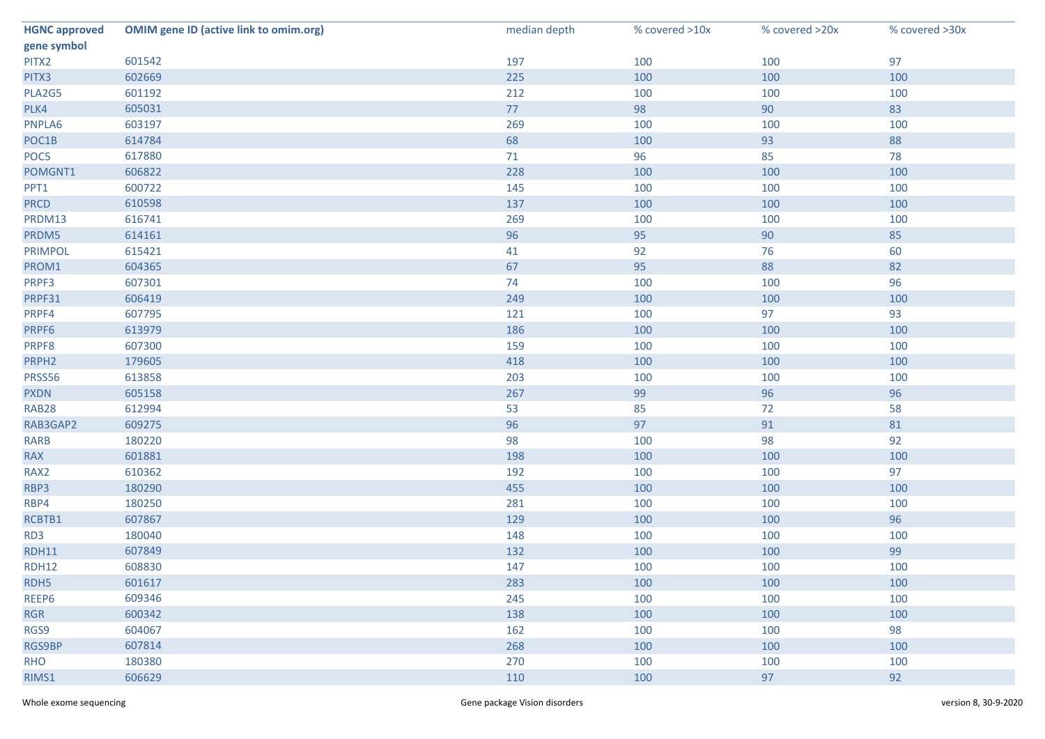| HGNC approved gene symbol | OMIM gene ID (active link to omim.org) | median depth | % covered >10x | % covered >20x | % covered >30x |
|---|---|---|---|---|---|
| PITX2 | 601542 | 197 | 100 | 100 | 97 |
| PITX3 | 602669 | 225 | 100 | 100 | 100 |
| PLA2G5 | 601192 | 212 | 100 | 100 | 100 |
| PLK4 | 605031 | 77 | 98 | 90 | 83 |
| PNPLA6 | 603197 | 269 | 100 | 100 | 100 |
| POC1B | 614784 | 68 | 100 | 93 | 88 |
| POC5 | 617880 | 71 | 96 | 85 | 78 |
| POMGNT1 | 606822 | 228 | 100 | 100 | 100 |
| PPT1 | 600722 | 145 | 100 | 100 | 100 |
| PRCD | 610598 | 137 | 100 | 100 | 100 |
| PRDM13 | 616741 | 269 | 100 | 100 | 100 |
| PRDM5 | 614161 | 96 | 95 | 90 | 85 |
| PRIMPOL | 615421 | 41 | 92 | 76 | 60 |
| PROM1 | 604365 | 67 | 95 | 88 | 82 |
| PRPF3 | 607301 | 74 | 100 | 100 | 96 |
| PRPF31 | 606419 | 249 | 100 | 100 | 100 |
| PRPF4 | 607795 | 121 | 100 | 97 | 93 |
| PRPF6 | 613979 | 186 | 100 | 100 | 100 |
| PRPF8 | 607300 | 159 | 100 | 100 | 100 |
| PRPH2 | 179605 | 418 | 100 | 100 | 100 |
| PRSS56 | 613858 | 203 | 100 | 100 | 100 |
| PXDN | 605158 | 267 | 99 | 96 | 96 |
| RAB28 | 612994 | 53 | 85 | 72 | 58 |
| RAB3GAP2 | 609275 | 96 | 97 | 91 | 81 |
| RARB | 180220 | 98 | 100 | 98 | 92 |
| RAX | 601881 | 198 | 100 | 100 | 100 |
| RAX2 | 610362 | 192 | 100 | 100 | 97 |
| RBP3 | 180290 | 455 | 100 | 100 | 100 |
| RBP4 | 180250 | 281 | 100 | 100 | 100 |
| RCBTB1 | 607867 | 129 | 100 | 100 | 96 |
| RD3 | 180040 | 148 | 100 | 100 | 100 |
| RDH11 | 607849 | 132 | 100 | 100 | 99 |
| RDH12 | 608830 | 147 | 100 | 100 | 100 |
| RDH5 | 601617 | 283 | 100 | 100 | 100 |
| REEP6 | 609346 | 245 | 100 | 100 | 100 |
| RGR | 600342 | 138 | 100 | 100 | 100 |
| RGS9 | 604067 | 162 | 100 | 100 | 98 |
| RGS9BP | 607814 | 268 | 100 | 100 | 100 |
| RHO | 180380 | 270 | 100 | 100 | 100 |
| RIMS1 | 606629 | 110 | 100 | 97 | 92 |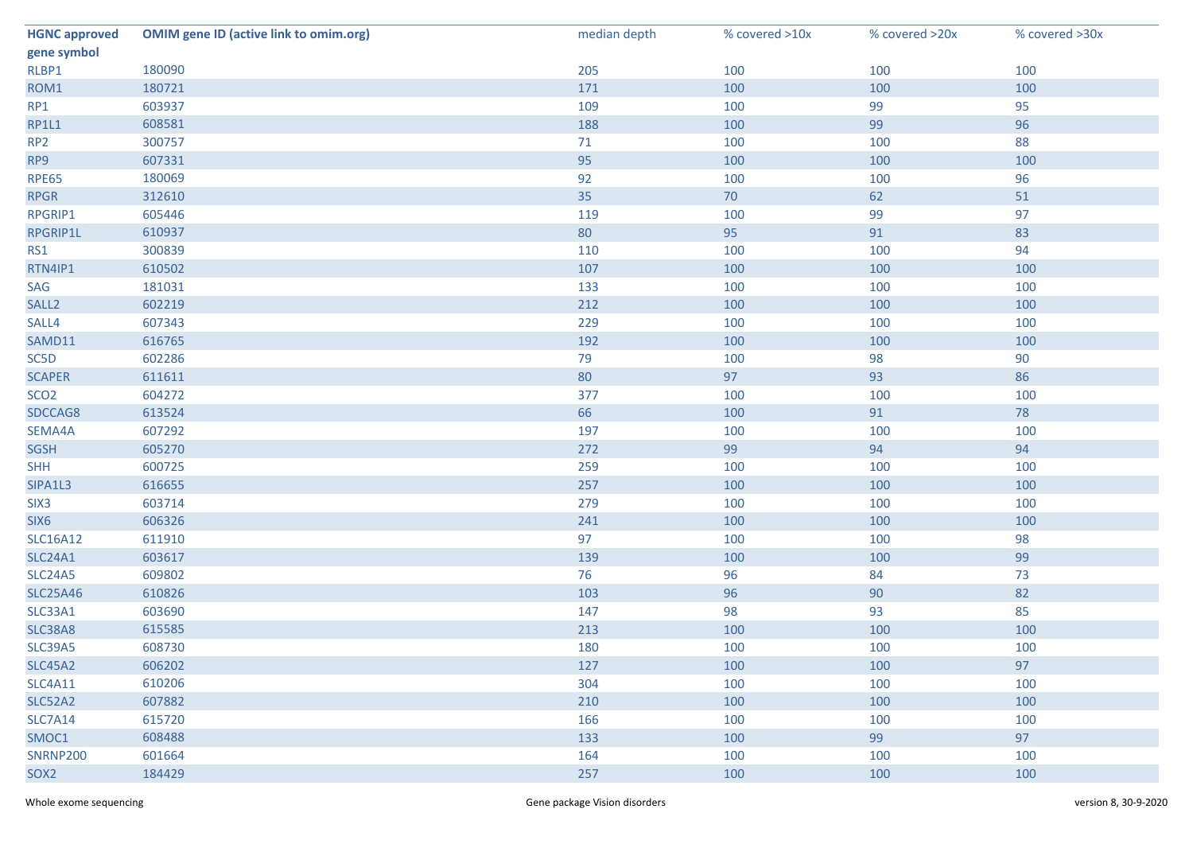| HGNC approved gene symbol | OMIM gene ID (active link to omim.org) | median depth | % covered >10x | % covered >20x | % covered >30x |
|---|---|---|---|---|---|
| RLBP1 | 180090 | 205 | 100 | 100 | 100 |
| ROM1 | 180721 | 171 | 100 | 100 | 100 |
| RP1 | 603937 | 109 | 100 | 99 | 95 |
| RP1L1 | 608581 | 188 | 100 | 99 | 96 |
| RP2 | 300757 | 71 | 100 | 100 | 88 |
| RP9 | 607331 | 95 | 100 | 100 | 100 |
| RPE65 | 180069 | 92 | 100 | 100 | 96 |
| RPGR | 312610 | 35 | 70 | 62 | 51 |
| RPGRIP1 | 605446 | 119 | 100 | 99 | 97 |
| RPGRIP1L | 610937 | 80 | 95 | 91 | 83 |
| RS1 | 300839 | 110 | 100 | 100 | 94 |
| RTN4IP1 | 610502 | 107 | 100 | 100 | 100 |
| SAG | 181031 | 133 | 100 | 100 | 100 |
| SALL2 | 602219 | 212 | 100 | 100 | 100 |
| SALL4 | 607343 | 229 | 100 | 100 | 100 |
| SAMD11 | 616765 | 192 | 100 | 100 | 100 |
| SC5D | 602286 | 79 | 100 | 98 | 90 |
| SCAPER | 611611 | 80 | 97 | 93 | 86 |
| SCO2 | 604272 | 377 | 100 | 100 | 100 |
| SDCCAG8 | 613524 | 66 | 100 | 91 | 78 |
| SEMA4A | 607292 | 197 | 100 | 100 | 100 |
| SGSH | 605270 | 272 | 99 | 94 | 94 |
| SHH | 600725 | 259 | 100 | 100 | 100 |
| SIPA1L3 | 616655 | 257 | 100 | 100 | 100 |
| SIX3 | 603714 | 279 | 100 | 100 | 100 |
| SIX6 | 606326 | 241 | 100 | 100 | 100 |
| SLC16A12 | 611910 | 97 | 100 | 100 | 98 |
| SLC24A1 | 603617 | 139 | 100 | 100 | 99 |
| SLC24A5 | 609802 | 76 | 96 | 84 | 73 |
| SLC25A46 | 610826 | 103 | 96 | 90 | 82 |
| SLC33A1 | 603690 | 147 | 98 | 93 | 85 |
| SLC38A8 | 615585 | 213 | 100 | 100 | 100 |
| SLC39A5 | 608730 | 180 | 100 | 100 | 100 |
| SLC45A2 | 606202 | 127 | 100 | 100 | 97 |
| SLC4A11 | 610206 | 304 | 100 | 100 | 100 |
| SLC52A2 | 607882 | 210 | 100 | 100 | 100 |
| SLC7A14 | 615720 | 166 | 100 | 100 | 100 |
| SMOC1 | 608488 | 133 | 100 | 99 | 97 |
| SNRNP200 | 601664 | 164 | 100 | 100 | 100 |
| SOX2 | 184429 | 257 | 100 | 100 | 100 |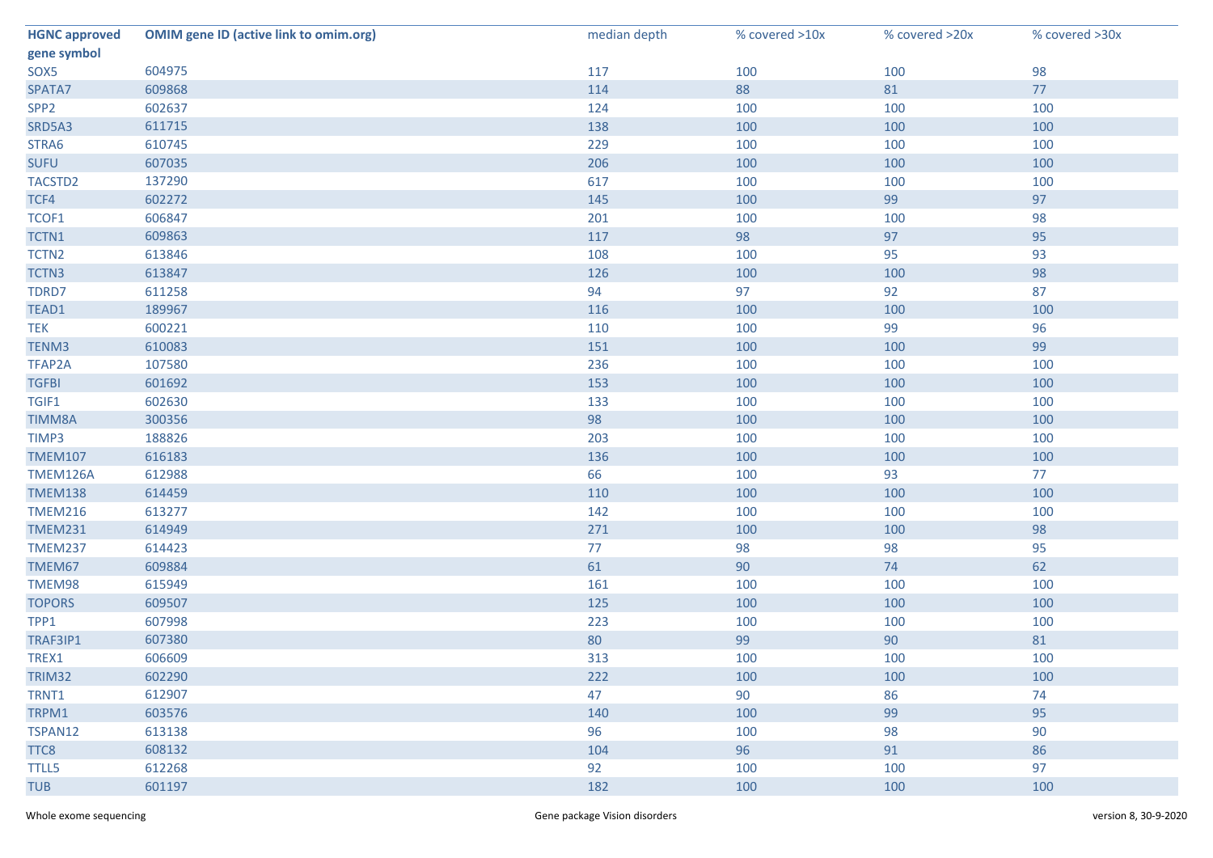| HGNC approved gene symbol | OMIM gene ID (active link to omim.org) | median depth | % covered >10x | % covered >20x | % covered >30x |
|---|---|---|---|---|---|
| SOX5 | 604975 | 117 | 100 | 100 | 98 |
| SPATA7 | 609868 | 114 | 88 | 81 | 77 |
| SPP2 | 602637 | 124 | 100 | 100 | 100 |
| SRD5A3 | 611715 | 138 | 100 | 100 | 100 |
| STRA6 | 610745 | 229 | 100 | 100 | 100 |
| SUFU | 607035 | 206 | 100 | 100 | 100 |
| TACSTD2 | 137290 | 617 | 100 | 100 | 100 |
| TCF4 | 602272 | 145 | 100 | 99 | 97 |
| TCOF1 | 606847 | 201 | 100 | 100 | 98 |
| TCTN1 | 609863 | 117 | 98 | 97 | 95 |
| TCTN2 | 613846 | 108 | 100 | 95 | 93 |
| TCTN3 | 613847 | 126 | 100 | 100 | 98 |
| TDRD7 | 611258 | 94 | 97 | 92 | 87 |
| TEAD1 | 189967 | 116 | 100 | 100 | 100 |
| TEK | 600221 | 110 | 100 | 99 | 96 |
| TENM3 | 610083 | 151 | 100 | 100 | 99 |
| TFAP2A | 107580 | 236 | 100 | 100 | 100 |
| TGFBI | 601692 | 153 | 100 | 100 | 100 |
| TGIF1 | 602630 | 133 | 100 | 100 | 100 |
| TIMM8A | 300356 | 98 | 100 | 100 | 100 |
| TIMP3 | 188826 | 203 | 100 | 100 | 100 |
| TMEM107 | 616183 | 136 | 100 | 100 | 100 |
| TMEM126A | 612988 | 66 | 100 | 93 | 77 |
| TMEM138 | 614459 | 110 | 100 | 100 | 100 |
| TMEM216 | 613277 | 142 | 100 | 100 | 100 |
| TMEM231 | 614949 | 271 | 100 | 100 | 98 |
| TMEM237 | 614423 | 77 | 98 | 98 | 95 |
| TMEM67 | 609884 | 61 | 90 | 74 | 62 |
| TMEM98 | 615949 | 161 | 100 | 100 | 100 |
| TOPORS | 609507 | 125 | 100 | 100 | 100 |
| TPP1 | 607998 | 223 | 100 | 100 | 100 |
| TRAF3IP1 | 607380 | 80 | 99 | 90 | 81 |
| TREX1 | 606609 | 313 | 100 | 100 | 100 |
| TRIM32 | 602290 | 222 | 100 | 100 | 100 |
| TRNT1 | 612907 | 47 | 90 | 86 | 74 |
| TRPM1 | 603576 | 140 | 100 | 99 | 95 |
| TSPAN12 | 613138 | 96 | 100 | 98 | 90 |
| TTC8 | 608132 | 104 | 96 | 91 | 86 |
| TTLL5 | 612268 | 92 | 100 | 100 | 97 |
| TUB | 601197 | 182 | 100 | 100 | 100 |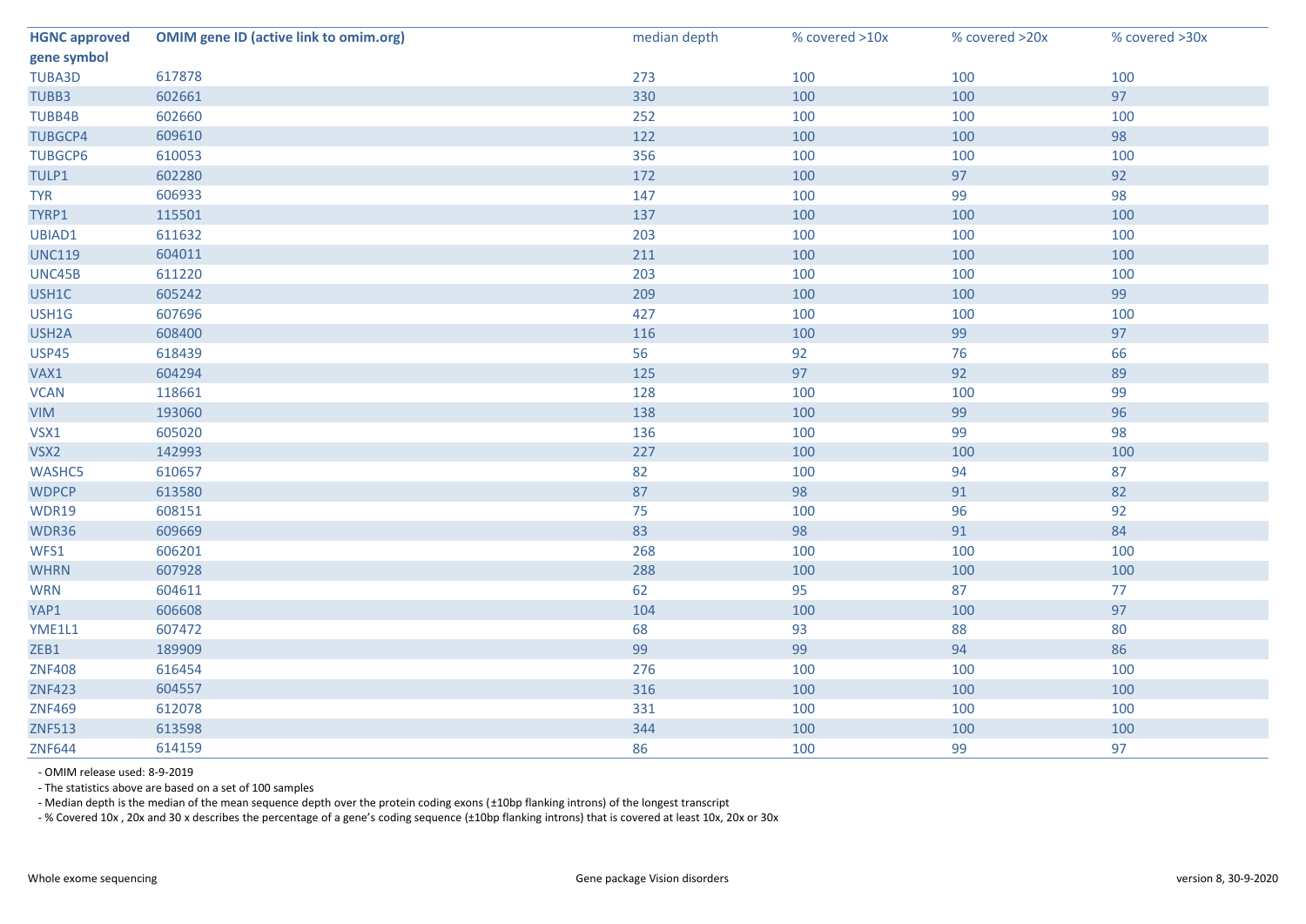| HGNC approved gene symbol | OMIM gene ID (active link to omim.org) | median depth | % covered >10x | % covered >20x | % covered >30x |
|---|---|---|---|---|---|
| TUBA3D | 617878 | 273 | 100 | 100 | 100 |
| TUBB3 | 602661 | 330 | 100 | 100 | 97 |
| TUBB4B | 602660 | 252 | 100 | 100 | 100 |
| TUBGCP4 | 609610 | 122 | 100 | 100 | 98 |
| TUBGCP6 | 610053 | 356 | 100 | 100 | 100 |
| TULP1 | 602280 | 172 | 100 | 97 | 92 |
| TYR | 606933 | 147 | 100 | 99 | 98 |
| TYRP1 | 115501 | 137 | 100 | 100 | 100 |
| UBIAD1 | 611632 | 203 | 100 | 100 | 100 |
| UNC119 | 604011 | 211 | 100 | 100 | 100 |
| UNC45B | 611220 | 203 | 100 | 100 | 100 |
| USH1C | 605242 | 209 | 100 | 100 | 99 |
| USH1G | 607696 | 427 | 100 | 100 | 100 |
| USH2A | 608400 | 116 | 100 | 99 | 97 |
| USP45 | 618439 | 56 | 92 | 76 | 66 |
| VAX1 | 604294 | 125 | 97 | 92 | 89 |
| VCAN | 118661 | 128 | 100 | 100 | 99 |
| VIM | 193060 | 138 | 100 | 99 | 96 |
| VSX1 | 605020 | 136 | 100 | 99 | 98 |
| VSX2 | 142993 | 227 | 100 | 100 | 100 |
| WASHC5 | 610657 | 82 | 100 | 94 | 87 |
| WDPCP | 613580 | 87 | 98 | 91 | 82 |
| WDR19 | 608151 | 75 | 100 | 96 | 92 |
| WDR36 | 609669 | 83 | 98 | 91 | 84 |
| WFS1 | 606201 | 268 | 100 | 100 | 100 |
| WHRN | 607928 | 288 | 100 | 100 | 100 |
| WRN | 604611 | 62 | 95 | 87 | 77 |
| YAP1 | 606608 | 104 | 100 | 100 | 97 |
| YME1L1 | 607472 | 68 | 93 | 88 | 80 |
| ZEB1 | 189909 | 99 | 99 | 94 | 86 |
| ZNF408 | 616454 | 276 | 100 | 100 | 100 |
| ZNF423 | 604557 | 316 | 100 | 100 | 100 |
| ZNF469 | 612078 | 331 | 100 | 100 | 100 |
| ZNF513 | 613598 | 344 | 100 | 100 | 100 |
| ZNF644 | 614159 | 86 | 100 | 99 | 97 |

- OMIM release used: 8-9-2019
- The statistics above are based on a set of 100 samples
- Median depth is the median of the mean sequence depth over the protein coding exons (±10bp flanking introns) of the longest transcript
- % Covered 10x , 20x and 30 x describes the percentage of a gene's coding sequence (±10bp flanking introns) that is covered at least 10x, 20x or 30x